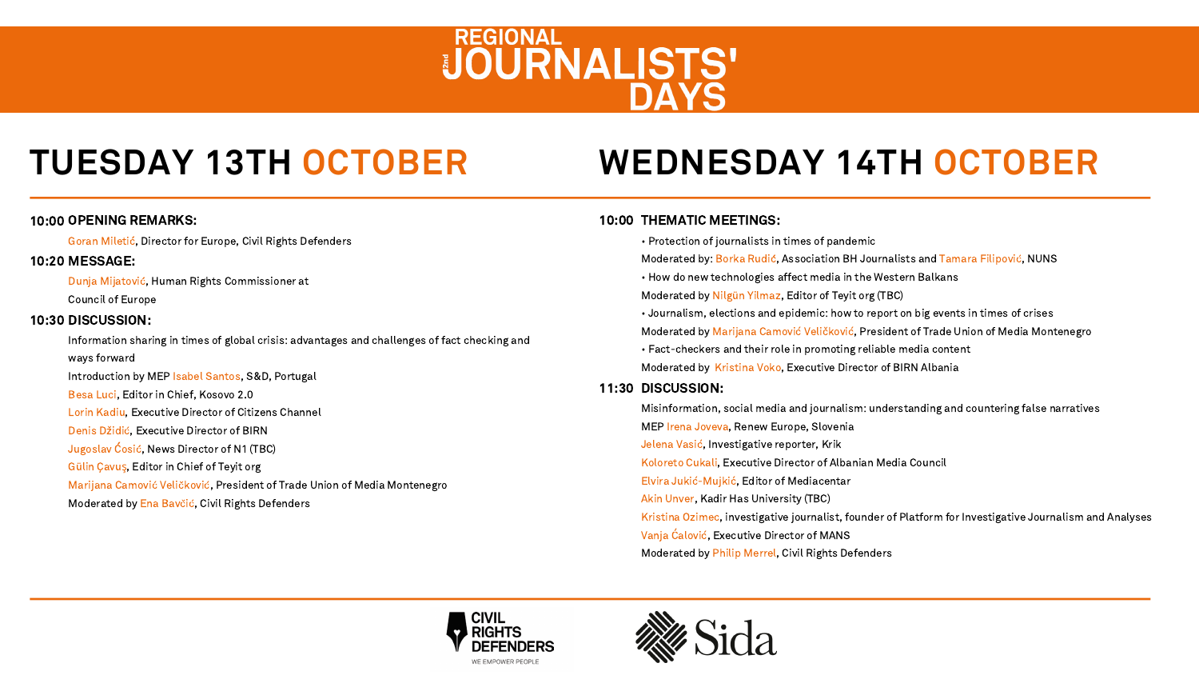# 2nd REGIONAL JOURNALISTS' DAYS

## TUESDAY 13TH OCTOBER

**10:00 OPENING REMARKS:**

Goran Miletić, Director for Europe, Civil Rights Defenders

**10:20 MESSAGE:**

Dunja Mijatović, Human Rights Commissioner at Council of Europe

**10:30 DISCUSSION:**

Information sharing in times of global crisis: advantages and challenges of fact checking and ways forward

Introduction by MEP Isabel Santos, S&D, Portugal

Besa Luci, Editor in Chief, Kosovo 2.0

Lorin Kadiu, Executive Director of Citizens Channel

Denis Džidić, Executive Director of BIRN

Jugoslav Ćosić, News Director of N1 (TBC)

Gülin Çavuş, Editor in Chief of Teyit org

Marijana Camović Veličković, President of Trade Union of Media Montenegro

Moderated by Ena Bavčić, Civil Rights Defenders

## WEDNESDAY 14TH OCTOBER

**10:00 THEMATIC MEETINGS:**

- Protection of journalists in times of pandemic

  Moderated by: Borka Rudić, Association BH Journalists and Tamara Filipović, NUNS

- How do new technologies affect media in the Western Balkans

  Moderated by Nilgün Yilmaz, Editor of Teyit org (TBC)

- Journalism, elections and epidemic: how to report on big events in times of crises

  Moderated by Marijana Camović Veličković, President of Trade Union of Media Montenegro

- Fact-checkers and their role in promoting reliable media content

  Moderated by Kristina Voko, Executive Director of BIRN Albania

**11:30 DISCUSSION:**

Misinformation, social media and journalism: understanding and countering false narratives

MEP Irena Joveva, Renew Europe, Slovenia

Jelena Vasić, Investigative reporter, Krik

Koloreto Cukali, Executive Director of Albanian Media Council

Elvira Jukić-Mujkić, Editor of Mediacentar

Akin Unver, Kadir Has University (TBC)

Kristina Ozimec, investigative journalist, founder of Platform for Investigative Journalism and Analyses

Vanja Ćalović, Executive Director of MANS

Moderated by Philip Merrel, Civil Rights Defenders

CIVIL RIGHTS DEFENDERS — WE EMPOWER PEOPLE

Sida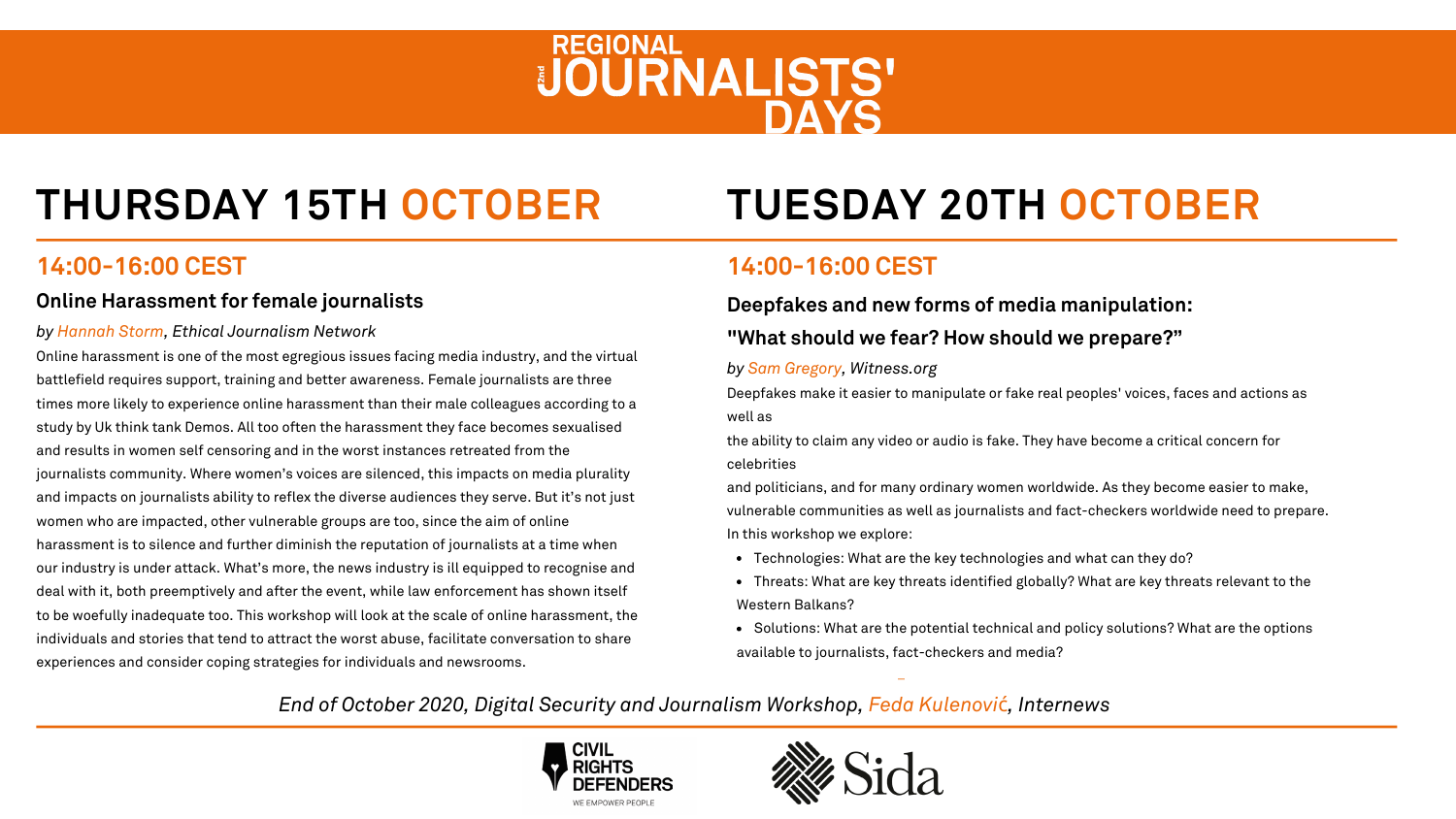# 2nd REGIONAL JOURNALISTS' DAYS

## THURSDAY 15TH OCTOBER

### 14:00-16:00 CEST

**Online Harassment for female journalists**

*by Hannah Storm, Ethical Journalism Network*

Online harassment is one of the most egregious issues facing media industry, and the virtual battlefield requires support, training and better awareness. Female journalists are three times more likely to experience online harassment than their male colleagues according to a study by Uk think tank Demos. All too often the harassment they face becomes sexualised and results in women self censoring and in the worst instances retreated from the journalists community. Where women's voices are silenced, this impacts on media plurality and impacts on journalists ability to reflex the diverse audiences they serve. But it's not just women who are impacted, other vulnerable groups are too, since the aim of online harassment is to silence and further diminish the reputation of journalists at a time when our industry is under attack. What's more, the news industry is ill equipped to recognise and deal with it, both preemptively and after the event, while law enforcement has shown itself to be woefully inadequate too. This workshop will look at the scale of online harassment, the individuals and stories that tend to attract the worst abuse, facilitate conversation to share experiences and consider coping strategies for individuals and newsrooms.

## TUESDAY 20TH OCTOBER

### 14:00-16:00 CEST

**Deepfakes and new forms of media manipulation:**

**"What should we fear? How should we prepare?"**

*by Sam Gregory, Witness.org*

Deepfakes make it easier to manipulate or fake real peoples' voices, faces and actions as well as the ability to claim any video or audio is fake. They have become a critical concern for celebrities and politicians, and for many ordinary women worldwide. As they become easier to make, vulnerable communities as well as journalists and fact-checkers worldwide need to prepare. In this workshop we explore:

- Technologies: What are the key technologies and what can they do?
- Threats: What are key threats identified globally? What are key threats relevant to the Western Balkans?
- Solutions: What are the potential technical and policy solutions? What are the options available to journalists, fact-checkers and media?

*End of October 2020, Digital Security and Journalism Workshop, Feda Kulenović, Internews*

CIVIL RIGHTS DEFENDERS
WE EMPOWER PEOPLE

Sida